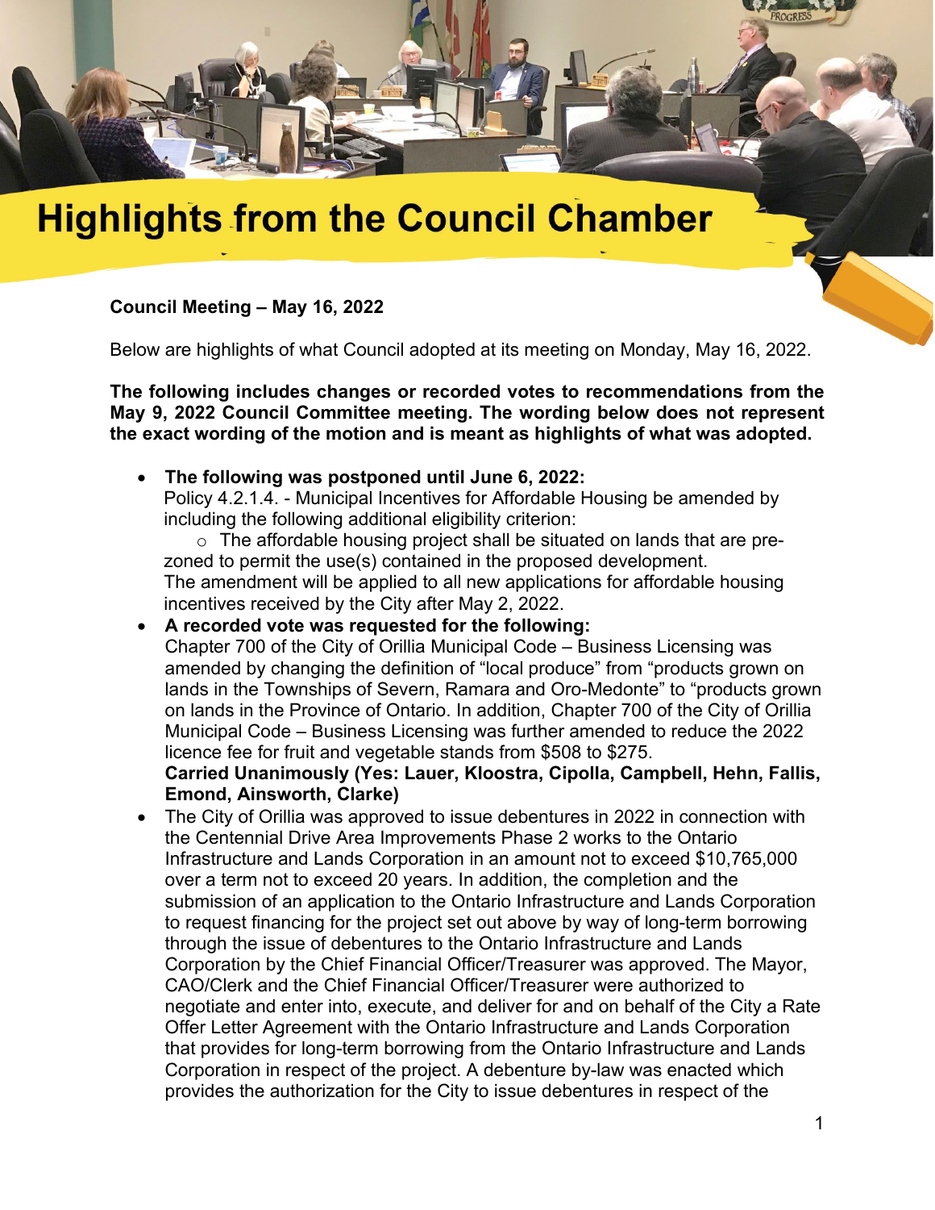# Highlights from the Council Chamber

**Council Meeting – May 16, 2022**

Below are highlights of what Council adopted at its meeting on Monday, May 16, 2022.

**The following includes changes or recorded votes to recommendations from the May 9, 2022 Council Committee meeting. The wording below does not represent the exact wording of the motion and is meant as highlights of what was adopted.**

- **The following was postponed until June 6, 2022:**
  Policy 4.2.1.4. - Municipal Incentives for Affordable Housing be amended by including the following additional eligibility criterion:
  - The affordable housing project shall be situated on lands that are pre-zoned to permit the use(s) contained in the proposed development.

  The amendment will be applied to all new applications for affordable housing incentives received by the City after May 2, 2022.
- **A recorded vote was requested for the following:**
  Chapter 700 of the City of Orillia Municipal Code – Business Licensing was amended by changing the definition of "local produce" from "products grown on lands in the Townships of Severn, Ramara and Oro-Medonte" to "products grown on lands in the Province of Ontario. In addition, Chapter 700 of the City of Orillia Municipal Code – Business Licensing was further amended to reduce the 2022 licence fee for fruit and vegetable stands from $508 to $275.
  **Carried Unanimously (Yes: Lauer, Kloostra, Cipolla, Campbell, Hehn, Fallis, Emond, Ainsworth, Clarke)**
- The City of Orillia was approved to issue debentures in 2022 in connection with the Centennial Drive Area Improvements Phase 2 works to the Ontario Infrastructure and Lands Corporation in an amount not to exceed $10,765,000 over a term not to exceed 20 years. In addition, the completion and the submission of an application to the Ontario Infrastructure and Lands Corporation to request financing for the project set out above by way of long-term borrowing through the issue of debentures to the Ontario Infrastructure and Lands Corporation by the Chief Financial Officer/Treasurer was approved. The Mayor, CAO/Clerk and the Chief Financial Officer/Treasurer were authorized to negotiate and enter into, execute, and deliver for and on behalf of the City a Rate Offer Letter Agreement with the Ontario Infrastructure and Lands Corporation that provides for long-term borrowing from the Ontario Infrastructure and Lands Corporation in respect of the project. A debenture by-law was enacted which provides the authorization for the City to issue debentures in respect of the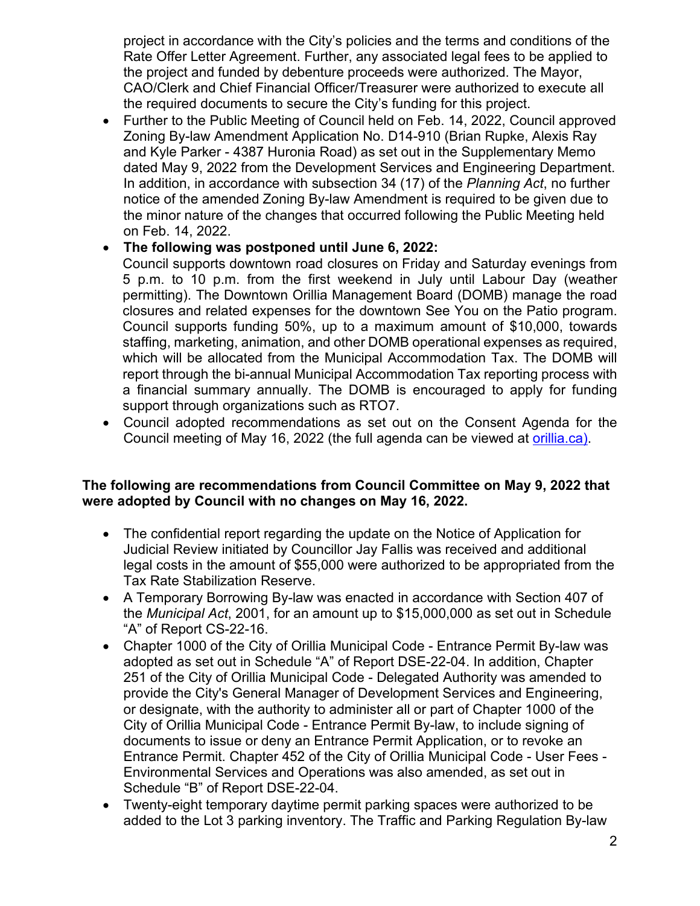project in accordance with the City's policies and the terms and conditions of the Rate Offer Letter Agreement. Further, any associated legal fees to be applied to the project and funded by debenture proceeds were authorized. The Mayor, CAO/Clerk and Chief Financial Officer/Treasurer were authorized to execute all the required documents to secure the City's funding for this project.

- Further to the Public Meeting of Council held on Feb. 14, 2022, Council approved Zoning By-law Amendment Application No. D14-910 (Brian Rupke, Alexis Ray and Kyle Parker - 4387 Huronia Road) as set out in the Supplementary Memo dated May 9, 2022 from the Development Services and Engineering Department. In addition, in accordance with subsection 34 (17) of the *Planning Act*, no further notice of the amended Zoning By-law Amendment is required to be given due to the minor nature of the changes that occurred following the Public Meeting held on Feb. 14, 2022.
- **The following was postponed until June 6, 2022:**
  Council supports downtown road closures on Friday and Saturday evenings from 5 p.m. to 10 p.m. from the first weekend in July until Labour Day (weather permitting). The Downtown Orillia Management Board (DOMB) manage the road closures and related expenses for the downtown See You on the Patio program. Council supports funding 50%, up to a maximum amount of $10,000, towards staffing, marketing, animation, and other DOMB operational expenses as required, which will be allocated from the Municipal Accommodation Tax. The DOMB will report through the bi-annual Municipal Accommodation Tax reporting process with a financial summary annually. The DOMB is encouraged to apply for funding support through organizations such as RTO7.
- Council adopted recommendations as set out on the Consent Agenda for the Council meeting of May 16, 2022 (the full agenda can be viewed at orillia.ca).

**The following are recommendations from Council Committee on May 9, 2022 that were adopted by Council with no changes on May 16, 2022.**

- The confidential report regarding the update on the Notice of Application for Judicial Review initiated by Councillor Jay Fallis was received and additional legal costs in the amount of $55,000 were authorized to be appropriated from the Tax Rate Stabilization Reserve.
- A Temporary Borrowing By-law was enacted in accordance with Section 407 of the *Municipal Act*, 2001, for an amount up to $15,000,000 as set out in Schedule "A" of Report CS-22-16.
- Chapter 1000 of the City of Orillia Municipal Code - Entrance Permit By-law was adopted as set out in Schedule "A" of Report DSE-22-04. In addition, Chapter 251 of the City of Orillia Municipal Code - Delegated Authority was amended to provide the City's General Manager of Development Services and Engineering, or designate, with the authority to administer all or part of Chapter 1000 of the City of Orillia Municipal Code - Entrance Permit By-law, to include signing of documents to issue or deny an Entrance Permit Application, or to revoke an Entrance Permit. Chapter 452 of the City of Orillia Municipal Code - User Fees - Environmental Services and Operations was also amended, as set out in Schedule "B" of Report DSE-22-04.
- Twenty-eight temporary daytime permit parking spaces were authorized to be added to the Lot 3 parking inventory. The Traffic and Parking Regulation By-law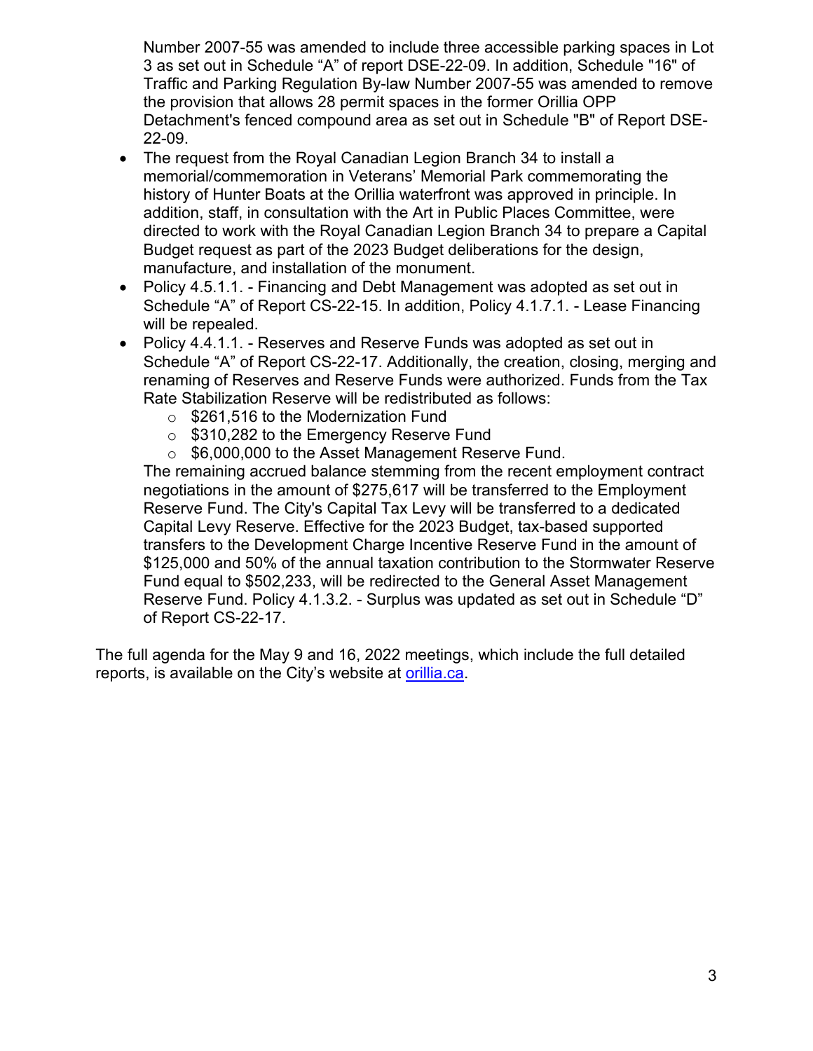Number 2007-55 was amended to include three accessible parking spaces in Lot 3 as set out in Schedule "A" of report DSE-22-09. In addition, Schedule "16" of Traffic and Parking Regulation By-law Number 2007-55 was amended to remove the provision that allows 28 permit spaces in the former Orillia OPP Detachment's fenced compound area as set out in Schedule "B" of Report DSE-22-09.

- The request from the Royal Canadian Legion Branch 34 to install a memorial/commemoration in Veterans' Memorial Park commemorating the history of Hunter Boats at the Orillia waterfront was approved in principle. In addition, staff, in consultation with the Art in Public Places Committee, were directed to work with the Royal Canadian Legion Branch 34 to prepare a Capital Budget request as part of the 2023 Budget deliberations for the design, manufacture, and installation of the monument.
- Policy 4.5.1.1. - Financing and Debt Management was adopted as set out in Schedule "A" of Report CS-22-15. In addition, Policy 4.1.7.1. - Lease Financing will be repealed.
- Policy 4.4.1.1. - Reserves and Reserve Funds was adopted as set out in Schedule "A" of Report CS-22-17. Additionally, the creation, closing, merging and renaming of Reserves and Reserve Funds were authorized. Funds from the Tax Rate Stabilization Reserve will be redistributed as follows:
    - $261,516 to the Modernization Fund
    - $310,282 to the Emergency Reserve Fund
    - $6,000,000 to the Asset Management Reserve Fund.

  The remaining accrued balance stemming from the recent employment contract negotiations in the amount of $275,617 will be transferred to the Employment Reserve Fund. The City's Capital Tax Levy will be transferred to a dedicated Capital Levy Reserve. Effective for the 2023 Budget, tax-based supported transfers to the Development Charge Incentive Reserve Fund in the amount of $125,000 and 50% of the annual taxation contribution to the Stormwater Reserve Fund equal to $502,233, will be redirected to the General Asset Management Reserve Fund. Policy 4.1.3.2. - Surplus was updated as set out in Schedule "D" of Report CS-22-17.

The full agenda for the May 9 and 16, 2022 meetings, which include the full detailed reports, is available on the City's website at [orillia.ca](orillia.ca).